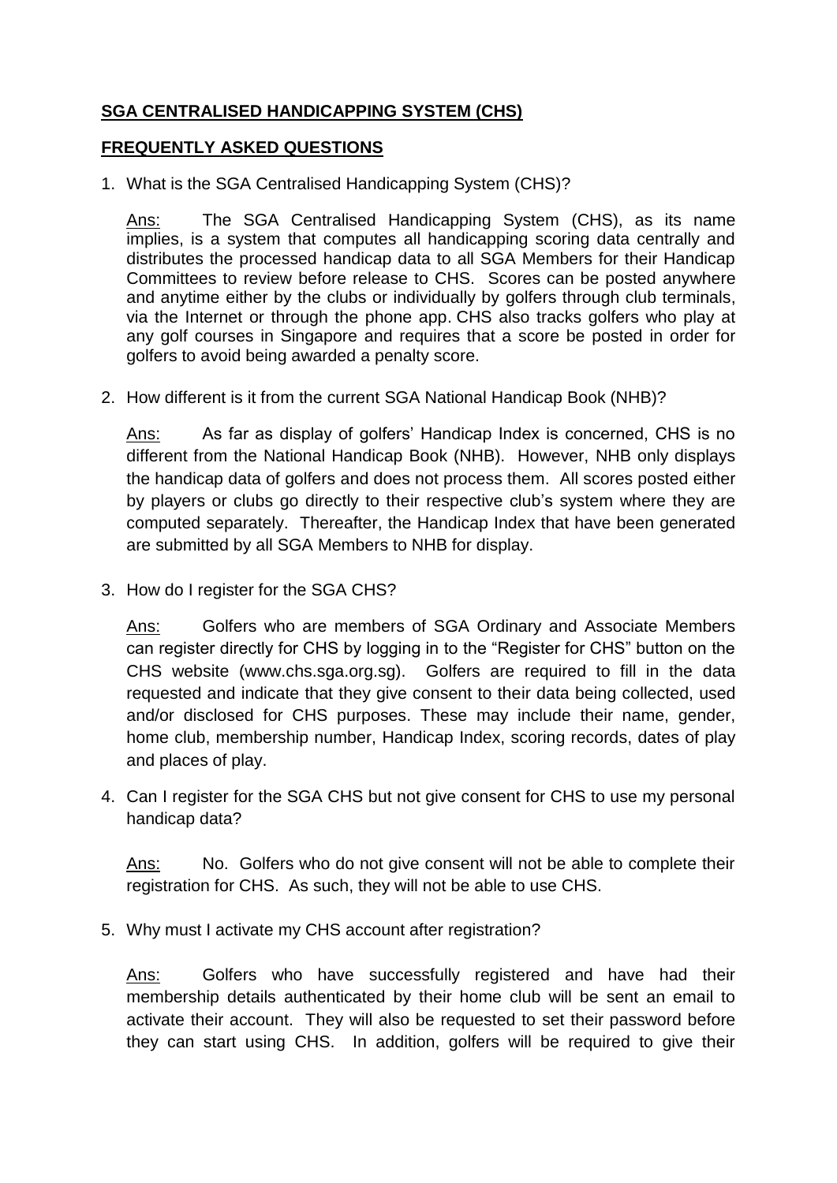**SGA CENTRALISED HANDICAPPING SYSTEM (CHS)**

**FREQUENTLY ASKED QUESTIONS**

1. What is the SGA Centralised Handicapping System (CHS)?

   Ans: The SGA Centralised Handicapping System (CHS), as its name implies, is a system that computes all handicapping scoring data centrally and distributes the processed handicap data to all SGA Members for their Handicap Committees to review before release to CHS. Scores can be posted anywhere and anytime either by the clubs or individually by golfers through club terminals, via the Internet or through the phone app. CHS also tracks golfers who play at any golf courses in Singapore and requires that a score be posted in order for golfers to avoid being awarded a penalty score.

2. How different is it from the current SGA National Handicap Book (NHB)?

   Ans: As far as display of golfers' Handicap Index is concerned, CHS is no different from the National Handicap Book (NHB). However, NHB only displays the handicap data of golfers and does not process them. All scores posted either by players or clubs go directly to their respective club's system where they are computed separately. Thereafter, the Handicap Index that have been generated are submitted by all SGA Members to NHB for display.

3. How do I register for the SGA CHS?

   Ans: Golfers who are members of SGA Ordinary and Associate Members can register directly for CHS by logging in to the "Register for CHS" button on the CHS website (www.chs.sga.org.sg). Golfers are required to fill in the data requested and indicate that they give consent to their data being collected, used and/or disclosed for CHS purposes. These may include their name, gender, home club, membership number, Handicap Index, scoring records, dates of play and places of play.

4. Can I register for the SGA CHS but not give consent for CHS to use my personal handicap data?

   Ans: No. Golfers who do not give consent will not be able to complete their registration for CHS. As such, they will not be able to use CHS.

5. Why must I activate my CHS account after registration?

   Ans: Golfers who have successfully registered and have had their membership details authenticated by their home club will be sent an email to activate their account. They will also be requested to set their password before they can start using CHS. In addition, golfers will be required to give their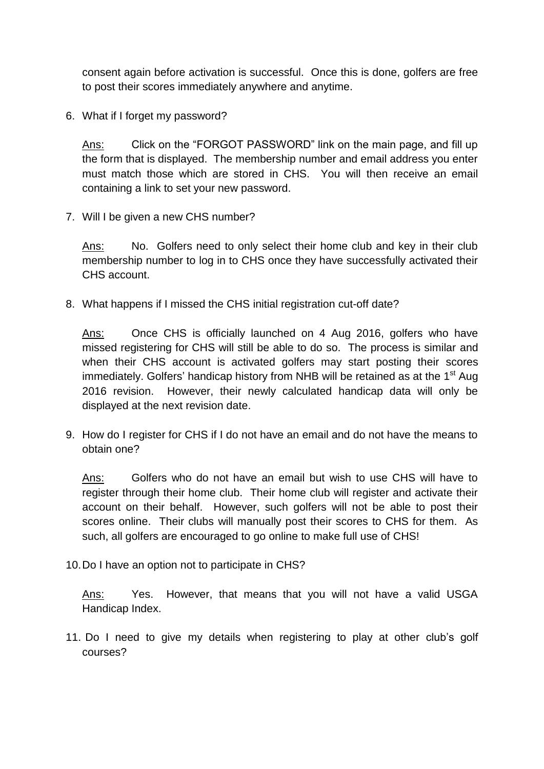consent again before activation is successful. Once this is done, golfers are free to post their scores immediately anywhere and anytime.

6. What if I forget my password?

   Ans: Click on the "FORGOT PASSWORD" link on the main page, and fill up the form that is displayed. The membership number and email address you enter must match those which are stored in CHS. You will then receive an email containing a link to set your new password.

7. Will I be given a new CHS number?

   Ans: No. Golfers need to only select their home club and key in their club membership number to log in to CHS once they have successfully activated their CHS account.

8. What happens if I missed the CHS initial registration cut-off date?

   Ans: Once CHS is officially launched on 4 Aug 2016, golfers who have missed registering for CHS will still be able to do so. The process is similar and when their CHS account is activated golfers may start posting their scores immediately. Golfers' handicap history from NHB will be retained as at the 1st Aug 2016 revision. However, their newly calculated handicap data will only be displayed at the next revision date.

9. How do I register for CHS if I do not have an email and do not have the means to obtain one?

   Ans: Golfers who do not have an email but wish to use CHS will have to register through their home club. Their home club will register and activate their account on their behalf. However, such golfers will not be able to post their scores online. Their clubs will manually post their scores to CHS for them. As such, all golfers are encouraged to go online to make full use of CHS!

10. Do I have an option not to participate in CHS?

    Ans: Yes. However, that means that you will not have a valid USGA Handicap Index.

11. Do I need to give my details when registering to play at other club's golf courses?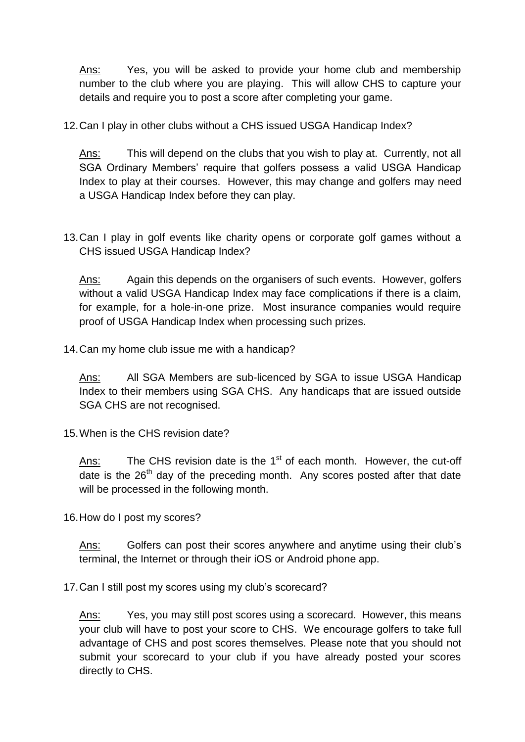Ans: Yes, you will be asked to provide your home club and membership number to the club where you are playing. This will allow CHS to capture your details and require you to post a score after completing your game.

12. Can I play in other clubs without a CHS issued USGA Handicap Index?

    Ans: This will depend on the clubs that you wish to play at. Currently, not all SGA Ordinary Members' require that golfers possess a valid USGA Handicap Index to play at their courses. However, this may change and golfers may need a USGA Handicap Index before they can play.

13. Can I play in golf events like charity opens or corporate golf games without a CHS issued USGA Handicap Index?

    Ans: Again this depends on the organisers of such events. However, golfers without a valid USGA Handicap Index may face complications if there is a claim, for example, for a hole-in-one prize. Most insurance companies would require proof of USGA Handicap Index when processing such prizes.

14. Can my home club issue me with a handicap?

    Ans: All SGA Members are sub-licenced by SGA to issue USGA Handicap Index to their members using SGA CHS. Any handicaps that are issued outside SGA CHS are not recognised.

15. When is the CHS revision date?

    Ans: The CHS revision date is the 1st of each month. However, the cut-off date is the 26th day of the preceding month. Any scores posted after that date will be processed in the following month.

16. How do I post my scores?

    Ans: Golfers can post their scores anywhere and anytime using their club's terminal, the Internet or through their iOS or Android phone app.

17. Can I still post my scores using my club's scorecard?

    Ans: Yes, you may still post scores using a scorecard. However, this means your club will have to post your score to CHS. We encourage golfers to take full advantage of CHS and post scores themselves. Please note that you should not submit your scorecard to your club if you have already posted your scores directly to CHS.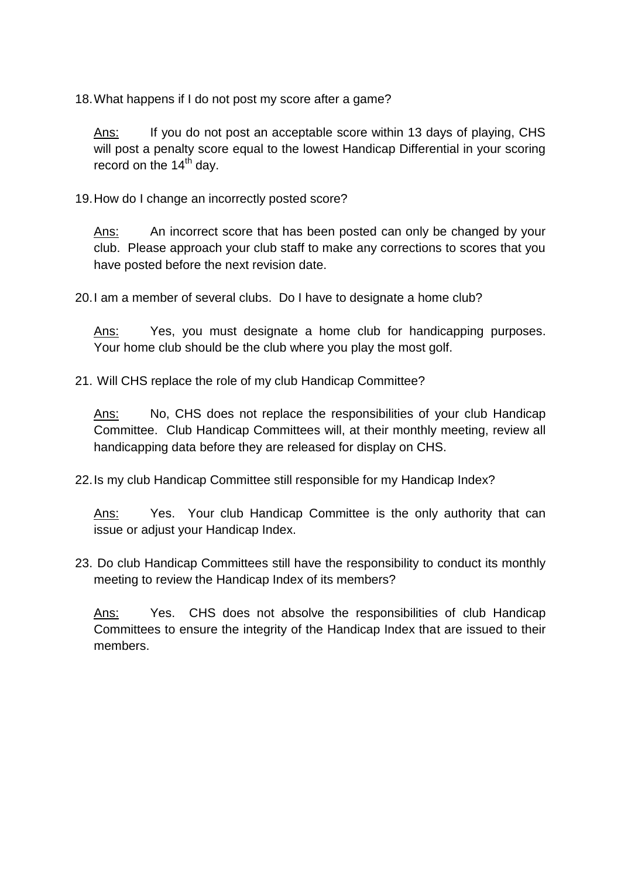18. What happens if I do not post my score after a game?

    <u>Ans:</u> If you do not post an acceptable score within 13 days of playing, CHS will post a penalty score equal to the lowest Handicap Differential in your scoring record on the 14th day.

19. How do I change an incorrectly posted score?

    <u>Ans:</u> An incorrect score that has been posted can only be changed by your club. Please approach your club staff to make any corrections to scores that you have posted before the next revision date.

20. I am a member of several clubs. Do I have to designate a home club?

    <u>Ans:</u> Yes, you must designate a home club for handicapping purposes. Your home club should be the club where you play the most golf.

21. Will CHS replace the role of my club Handicap Committee?

    <u>Ans:</u> No, CHS does not replace the responsibilities of your club Handicap Committee. Club Handicap Committees will, at their monthly meeting, review all handicapping data before they are released for display on CHS.

22. Is my club Handicap Committee still responsible for my Handicap Index?

    <u>Ans:</u> Yes. Your club Handicap Committee is the only authority that can issue or adjust your Handicap Index.

23. Do club Handicap Committees still have the responsibility to conduct its monthly meeting to review the Handicap Index of its members?

    <u>Ans:</u> Yes. CHS does not absolve the responsibilities of club Handicap Committees to ensure the integrity of the Handicap Index that are issued to their members.